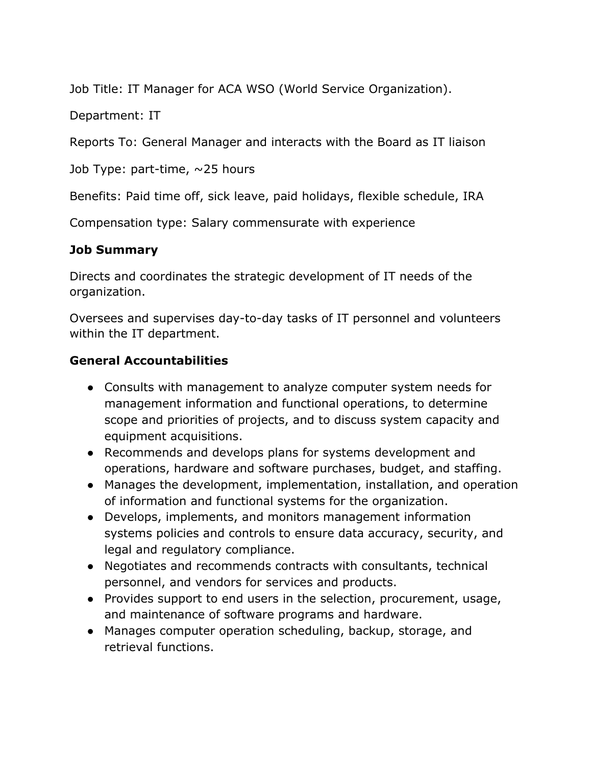Job Title: IT Manager for ACA WSO (World Service Organization).

Department: IT

Reports To: General Manager and interacts with the Board as IT liaison

Job Type: part-time, ~25 hours

Benefits: Paid time off, sick leave, paid holidays, flexible schedule, IRA

Compensation type: Salary commensurate with experience

## Job Summary

Directs and coordinates the strategic development of IT needs of the organization.

Oversees and supervises day-to-day tasks of IT personnel and volunteers within the IT department.

## General Accountabilities

- Consults with management to analyze computer system needs for management information and functional operations, to determine scope and priorities of projects, and to discuss system capacity and equipment acquisitions.
- Recommends and develops plans for systems development and operations, hardware and software purchases, budget, and staffing.
- Manages the development, implementation, installation, and operation of information and functional systems for the organization.
- Develops, implements, and monitors management information systems policies and controls to ensure data accuracy, security, and legal and regulatory compliance.
- Negotiates and recommends contracts with consultants, technical personnel, and vendors for services and products.
- Provides support to end users in the selection, procurement, usage, and maintenance of software programs and hardware.
- Manages computer operation scheduling, backup, storage, and retrieval functions.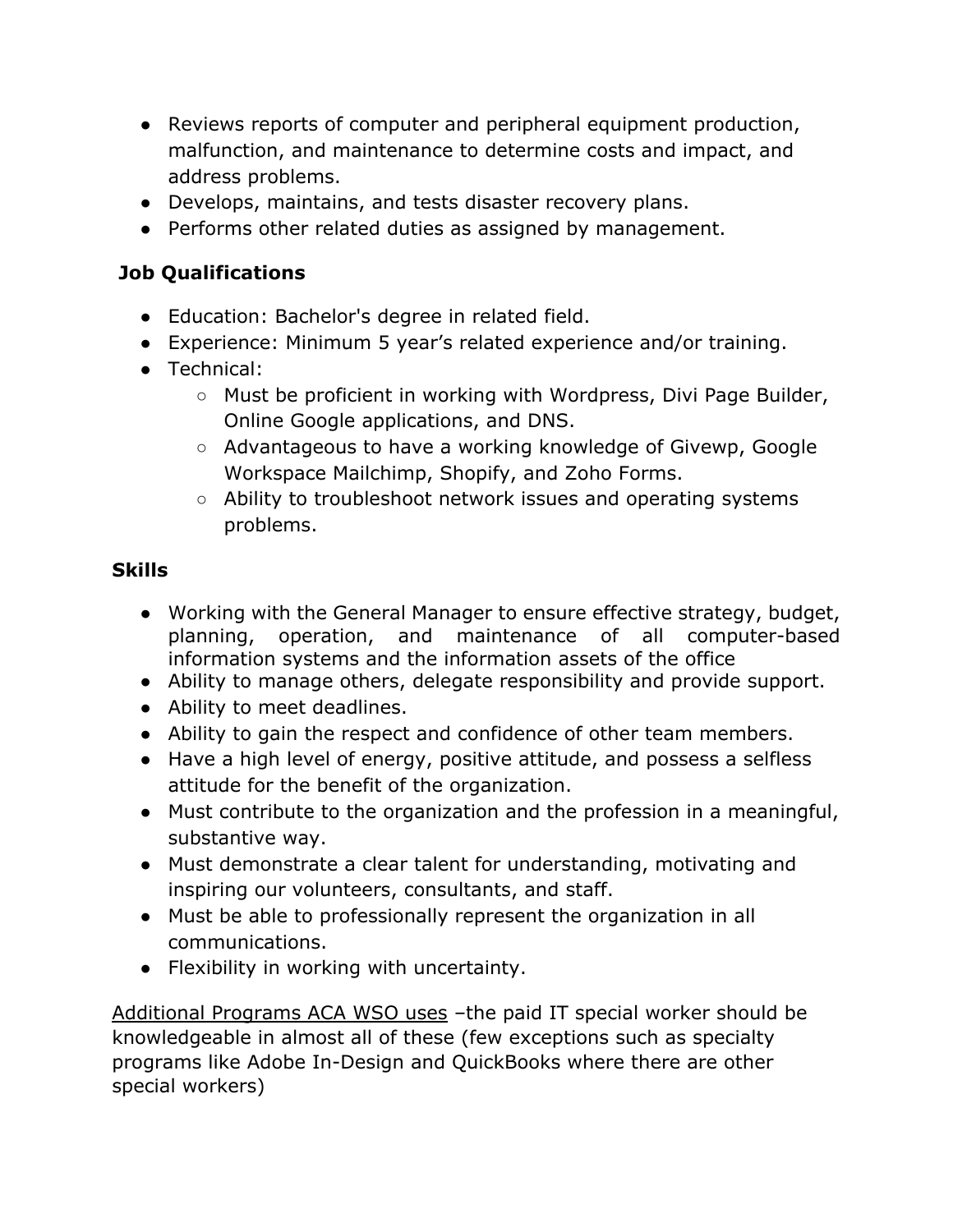- Reviews reports of computer and peripheral equipment production, malfunction, and maintenance to determine costs and impact, and address problems.
- Develops, maintains, and tests disaster recovery plans.
- Performs other related duties as assigned by management.

**Job Qualifications**

- Education: Bachelor's degree in related field.
- Experience: Minimum 5 year's related experience and/or training.
- Technical:
  - Must be proficient in working with Wordpress, Divi Page Builder, Online Google applications, and DNS.
  - Advantageous to have a working knowledge of Givewp, Google Workspace Mailchimp, Shopify, and Zoho Forms.
  - Ability to troubleshoot network issues and operating systems problems.

**Skills**

- Working with the General Manager to ensure effective strategy, budget, planning, operation, and maintenance of all computer-based information systems and the information assets of the office
- Ability to manage others, delegate responsibility and provide support.
- Ability to meet deadlines.
- Ability to gain the respect and confidence of other team members.
- Have a high level of energy, positive attitude, and possess a selfless attitude for the benefit of the organization.
- Must contribute to the organization and the profession in a meaningful, substantive way.
- Must demonstrate a clear talent for understanding, motivating and inspiring our volunteers, consultants, and staff.
- Must be able to professionally represent the organization in all communications.
- Flexibility in working with uncertainty.

Additional Programs ACA WSO uses –the paid IT special worker should be knowledgeable in almost all of these (few exceptions such as specialty programs like Adobe In-Design and QuickBooks where there are other special workers)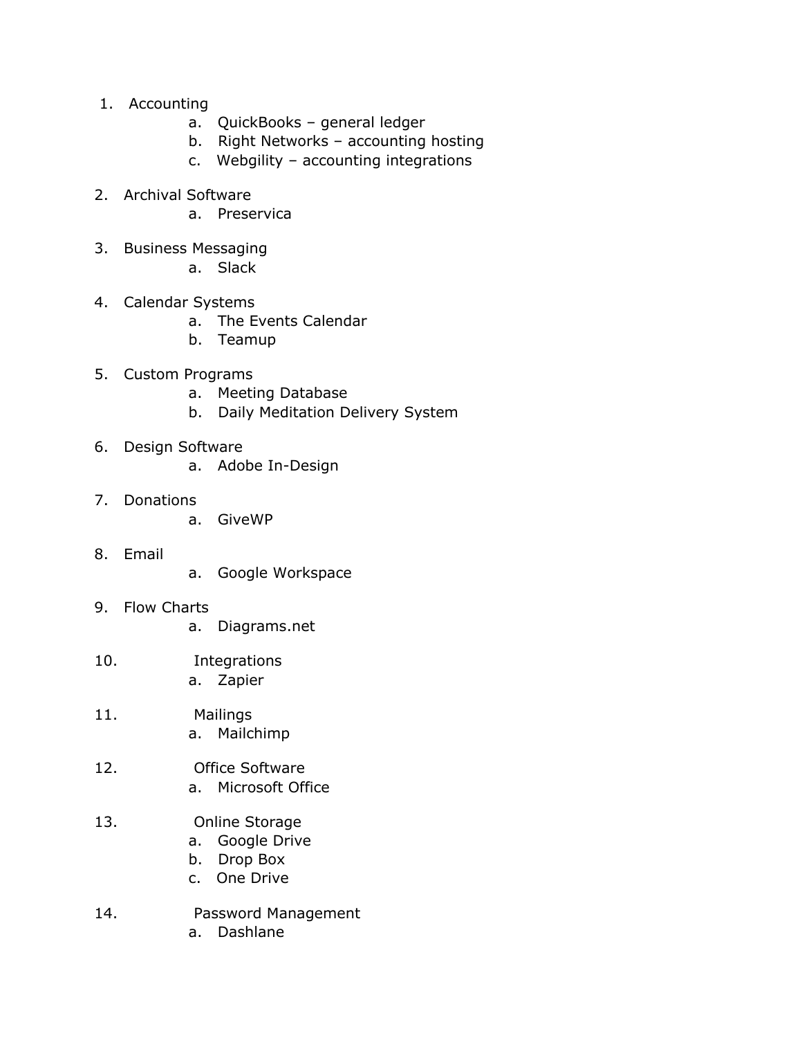1. Accounting
    a. QuickBooks – general ledger
    b. Right Networks – accounting hosting
    c. Webgility – accounting integrations

2. Archival Software
    a. Preservica

3. Business Messaging
    a. Slack

4. Calendar Systems
    a. The Events Calendar
    b. Teamup

5. Custom Programs
    a. Meeting Database
    b. Daily Meditation Delivery System

6. Design Software
    a. Adobe In-Design

7. Donations
    a. GiveWP

8. Email
    a. Google Workspace

9. Flow Charts
    a. Diagrams.net

10. Integrations
    a. Zapier

11. Mailings
    a. Mailchimp

12. Office Software
    a. Microsoft Office

13. Online Storage
    a. Google Drive
    b. Drop Box
    c. One Drive

14. Password Management
    a. Dashlane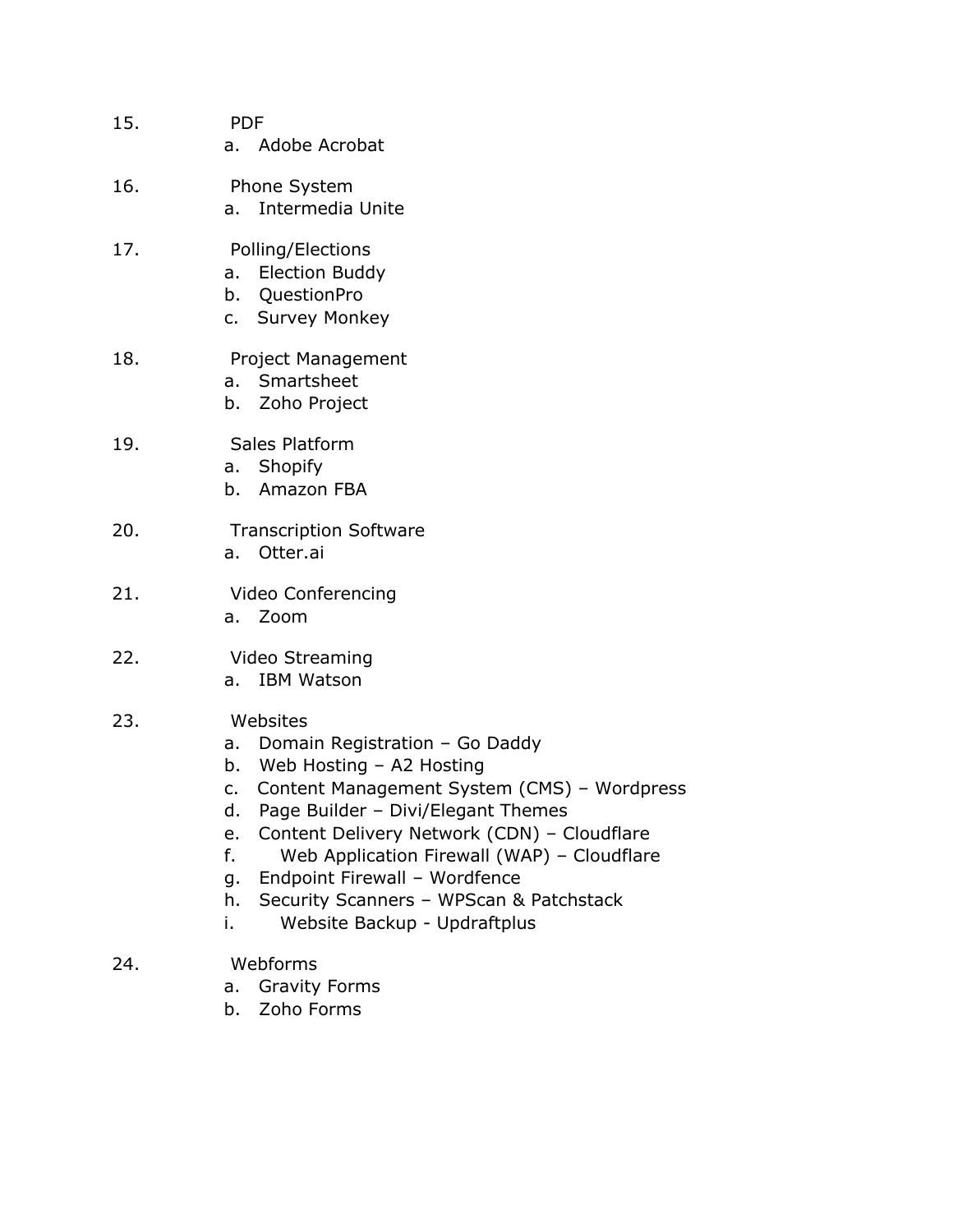15. PDF
    a. Adobe Acrobat

16. Phone System
    a. Intermedia Unite

17. Polling/Elections
    a. Election Buddy
    b. QuestionPro
    c. Survey Monkey

18. Project Management
    a. Smartsheet
    b. Zoho Project

19. Sales Platform
    a. Shopify
    b. Amazon FBA

20. Transcription Software
    a. Otter.ai

21. Video Conferencing
    a. Zoom

22. Video Streaming
    a. IBM Watson

23. Websites
    a. Domain Registration – Go Daddy
    b. Web Hosting – A2 Hosting
    c. Content Management System (CMS) – Wordpress
    d. Page Builder – Divi/Elegant Themes
    e. Content Delivery Network (CDN) – Cloudflare
    f. Web Application Firewall (WAP) – Cloudflare
    g. Endpoint Firewall – Wordfence
    h. Security Scanners – WPScan & Patchstack
    i. Website Backup - Updraftplus

24. Webforms
    a. Gravity Forms
    b. Zoho Forms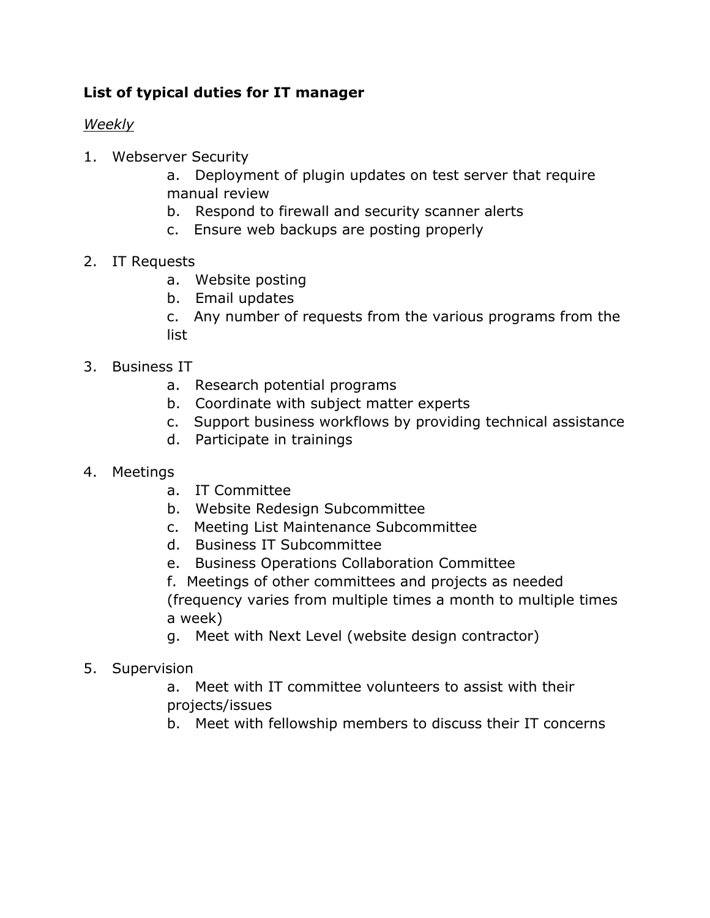**List of typical duties for IT manager**

*Weekly*

1. Webserver Security
   a. Deployment of plugin updates on test server that require manual review
   b. Respond to firewall and security scanner alerts
   c. Ensure web backups are posting properly

2. IT Requests
   a. Website posting
   b. Email updates
   c. Any number of requests from the various programs from the list

3. Business IT
   a. Research potential programs
   b. Coordinate with subject matter experts
   c. Support business workflows by providing technical assistance
   d. Participate in trainings

4. Meetings
   a. IT Committee
   b. Website Redesign Subcommittee
   c. Meeting List Maintenance Subcommittee
   d. Business IT Subcommittee
   e. Business Operations Collaboration Committee
   f. Meetings of other committees and projects as needed (frequency varies from multiple times a month to multiple times a week)
   g. Meet with Next Level (website design contractor)

5. Supervision
   a. Meet with IT committee volunteers to assist with their projects/issues
   b. Meet with fellowship members to discuss their IT concerns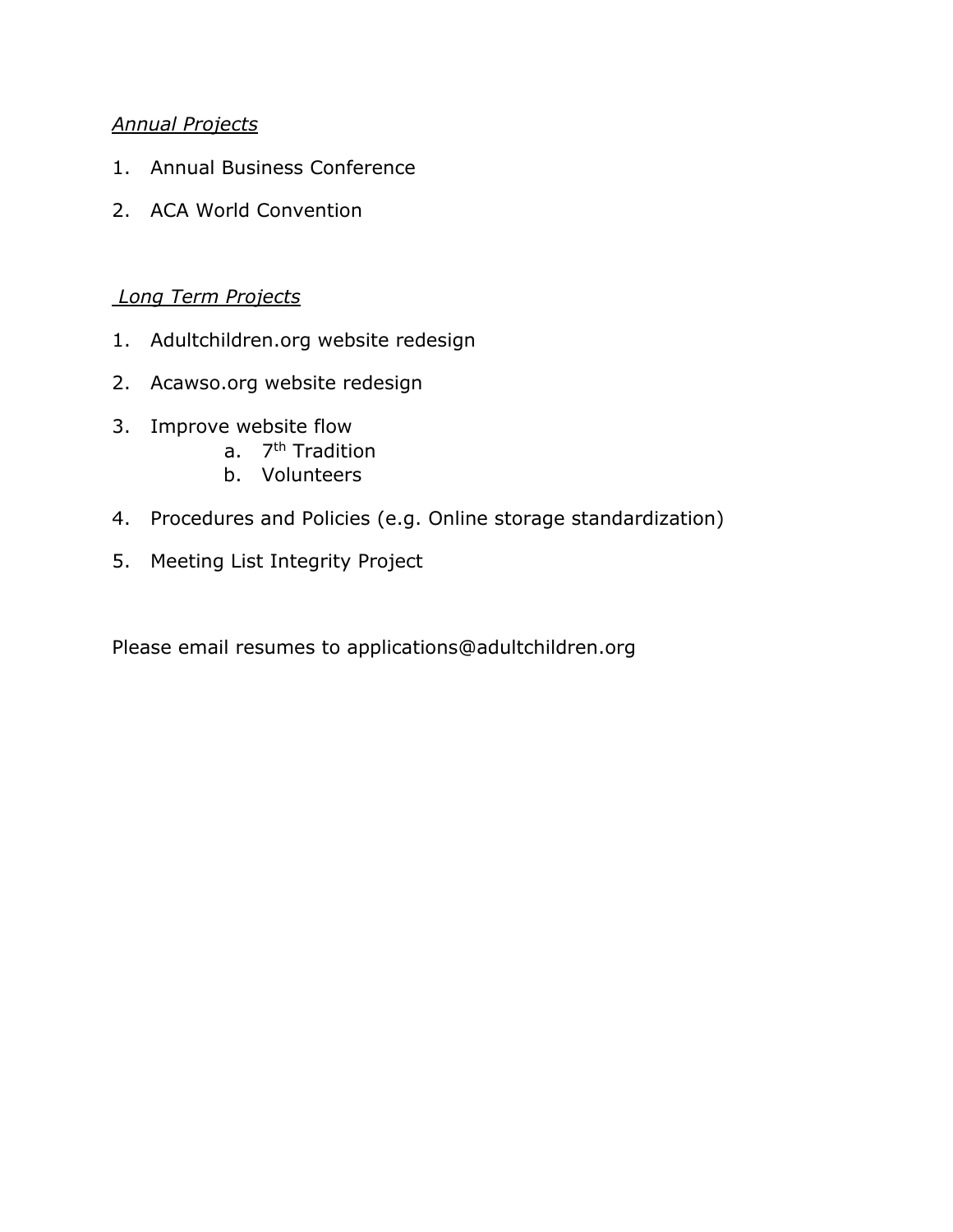*Annual Projects*

1. Annual Business Conference
2. ACA World Convention

*Long Term Projects*

1. Adultchildren.org website redesign
2. Acawso.org website redesign
3. Improve website flow
   a. 7th Tradition
   b. Volunteers
4. Procedures and Policies (e.g. Online storage standardization)
5. Meeting List Integrity Project

Please email resumes to applications@adultchildren.org